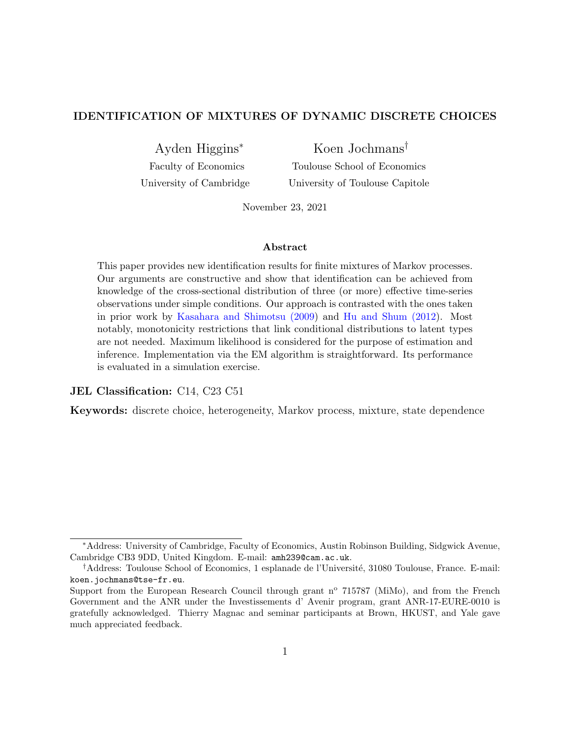# IDENTIFICATION OF MIXTURES OF DYNAMIC DISCRETE CHOICES

Ayden Higgins[*]
Faculty of Economics
University of Cambridge

Koen Jochmans[†]
Toulouse School of Economics
University of Toulouse Capitole

November 23, 2021

### Abstract

This paper provides new identification results for finite mixtures of Markov processes. Our arguments are constructive and show that identification can be achieved from knowledge of the cross-sectional distribution of three (or more) effective time-series observations under simple conditions. Our approach is contrasted with the ones taken in prior work by Kasahara and Shimotsu (2009) and Hu and Shum (2012). Most notably, monotonicity restrictions that link conditional distributions to latent types are not needed. Maximum likelihood is considered for the purpose of estimation and inference. Implementation via the EM algorithm is straightforward. Its performance is evaluated in a simulation exercise.

**JEL Classification:** C14, C23 C51

**Keywords:** discrete choice, heterogeneity, Markov process, mixture, state dependence

---

[*]Address: University of Cambridge, Faculty of Economics, Austin Robinson Building, Sidgwick Avenue, Cambridge CB3 9DD, United Kingdom. E-mail: amh239@cam.ac.uk.

[†]Address: Toulouse School of Economics, 1 esplanade de l'Université, 31080 Toulouse, France. E-mail: koen.jochmans@tse-fr.eu.

Support from the European Research Council through grant n[o] 715787 (MiMo), and from the French Government and the ANR under the Investissements d' Avenir program, grant ANR-17-EURE-0010 is gratefully acknowledged. Thierry Magnac and seminar participants at Brown, HKUST, and Yale gave much appreciated feedback.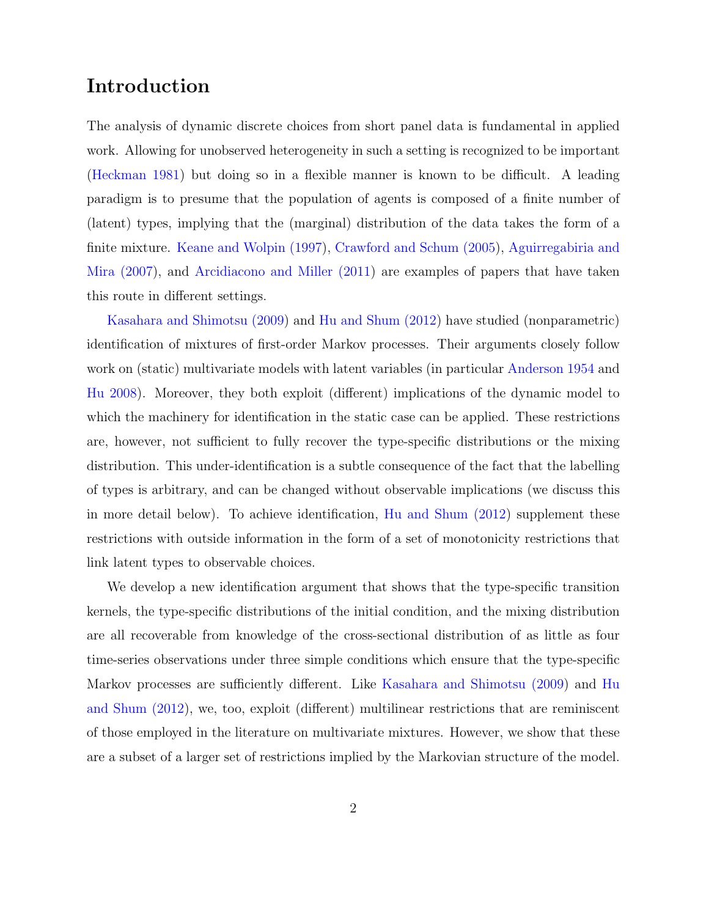# Introduction

The analysis of dynamic discrete choices from short panel data is fundamental in applied work. Allowing for unobserved heterogeneity in such a setting is recognized to be important (Heckman 1981) but doing so in a flexible manner is known to be difficult. A leading paradigm is to presume that the population of agents is composed of a finite number of (latent) types, implying that the (marginal) distribution of the data takes the form of a finite mixture. Keane and Wolpin (1997), Crawford and Schum (2005), Aguirregabiria and Mira (2007), and Arcidiacono and Miller (2011) are examples of papers that have taken this route in different settings.

Kasahara and Shimotsu (2009) and Hu and Shum (2012) have studied (nonparametric) identification of mixtures of first-order Markov processes. Their arguments closely follow work on (static) multivariate models with latent variables (in particular Anderson 1954 and Hu 2008). Moreover, they both exploit (different) implications of the dynamic model to which the machinery for identification in the static case can be applied. These restrictions are, however, not sufficient to fully recover the type-specific distributions or the mixing distribution. This under-identification is a subtle consequence of the fact that the labelling of types is arbitrary, and can be changed without observable implications (we discuss this in more detail below). To achieve identification, Hu and Shum (2012) supplement these restrictions with outside information in the form of a set of monotonicity restrictions that link latent types to observable choices.

We develop a new identification argument that shows that the type-specific transition kernels, the type-specific distributions of the initial condition, and the mixing distribution are all recoverable from knowledge of the cross-sectional distribution of as little as four time-series observations under three simple conditions which ensure that the type-specific Markov processes are sufficiently different. Like Kasahara and Shimotsu (2009) and Hu and Shum (2012), we, too, exploit (different) multilinear restrictions that are reminiscent of those employed in the literature on multivariate mixtures. However, we show that these are a subset of a larger set of restrictions implied by the Markovian structure of the model.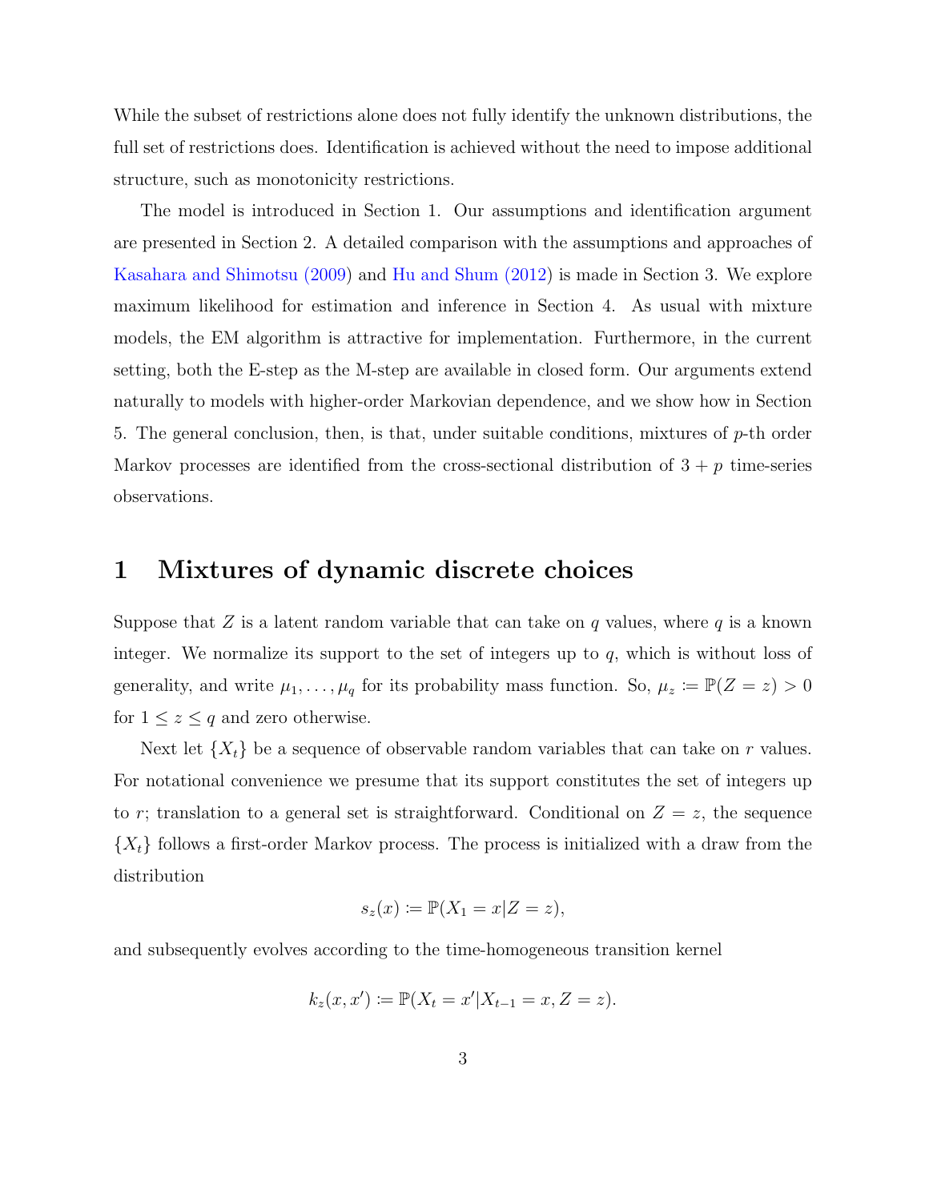While the subset of restrictions alone does not fully identify the unknown distributions, the full set of restrictions does. Identification is achieved without the need to impose additional structure, such as monotonicity restrictions.

The model is introduced in Section 1. Our assumptions and identification argument are presented in Section 2. A detailed comparison with the assumptions and approaches of Kasahara and Shimotsu (2009) and Hu and Shum (2012) is made in Section 3. We explore maximum likelihood for estimation and inference in Section 4. As usual with mixture models, the EM algorithm is attractive for implementation. Furthermore, in the current setting, both the E-step as the M-step are available in closed form. Our arguments extend naturally to models with higher-order Markovian dependence, and we show how in Section 5. The general conclusion, then, is that, under suitable conditions, mixtures of $p$-th order Markov processes are identified from the cross-sectional distribution of $3 + p$ time-series observations.

# 1 Mixtures of dynamic discrete choices

Suppose that $Z$ is a latent random variable that can take on $q$ values, where $q$ is a known integer. We normalize its support to the set of integers up to $q$, which is without loss of generality, and write $\mu_1, \ldots, \mu_q$ for its probability mass function. So, $\mu_z := \mathbb{P}(Z = z) > 0$ for $1 \leq z \leq q$ and zero otherwise.

Next let $\{X_t\}$ be a sequence of observable random variables that can take on $r$ values. For notational convenience we presume that its support constitutes the set of integers up to $r$; translation to a general set is straightforward. Conditional on $Z = z$, the sequence $\{X_t\}$ follows a first-order Markov process. The process is initialized with a draw from the distribution

$$s_z(x) := \mathbb{P}(X_1 = x | Z = z),$$

and subsequently evolves according to the time-homogeneous transition kernel

$$k_z(x, x') := \mathbb{P}(X_t = x' | X_{t-1} = x, Z = z).$$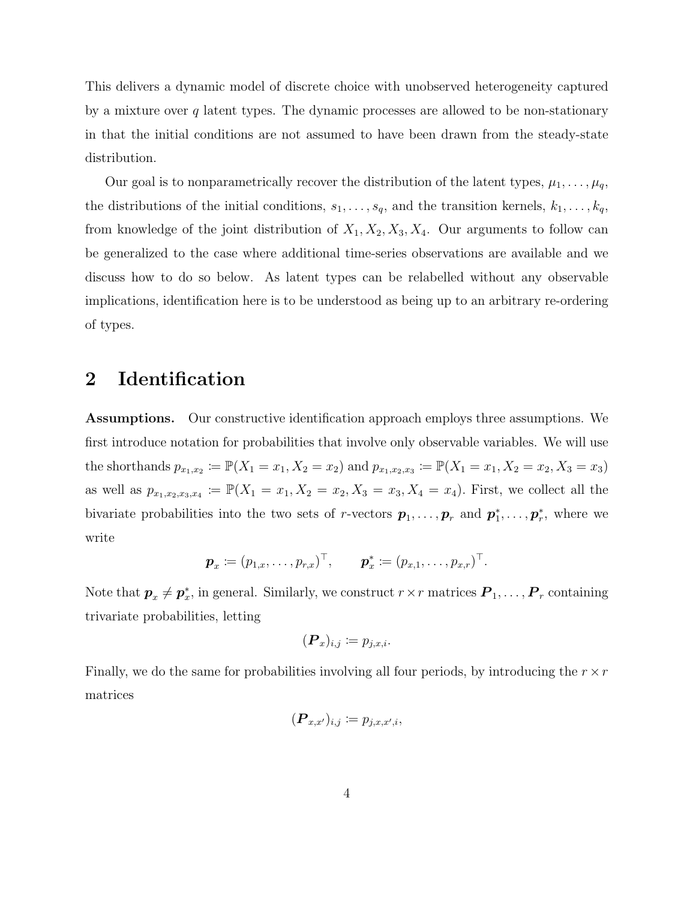This delivers a dynamic model of discrete choice with unobserved heterogeneity captured by a mixture over $q$ latent types. The dynamic processes are allowed to be non-stationary in that the initial conditions are not assumed to have been drawn from the steady-state distribution.

Our goal is to nonparametrically recover the distribution of the latent types, $\mu_1, \ldots, \mu_q$, the distributions of the initial conditions, $s_1, \ldots, s_q$, and the transition kernels, $k_1, \ldots, k_q$, from knowledge of the joint distribution of $X_1, X_2, X_3, X_4$. Our arguments to follow can be generalized to the case where additional time-series observations are available and we discuss how to do so below. As latent types can be relabelled without any observable implications, identification here is to be understood as being up to an arbitrary re-ordering of types.

## 2 Identification

**Assumptions.** Our constructive identification approach employs three assumptions. We first introduce notation for probabilities that involve only observable variables. We will use the shorthands $p_{x_1,x_2} \coloneqq \mathbb{P}(X_1 = x_1, X_2 = x_2)$ and $p_{x_1,x_2,x_3} \coloneqq \mathbb{P}(X_1 = x_1, X_2 = x_2, X_3 = x_3)$ as well as $p_{x_1,x_2,x_3,x_4} \coloneqq \mathbb{P}(X_1 = x_1, X_2 = x_2, X_3 = x_3, X_4 = x_4)$. First, we collect all the bivariate probabilities into the two sets of $r$-vectors $\boldsymbol{p}_1, \ldots, \boldsymbol{p}_r$ and $\boldsymbol{p}_1^*, \ldots, \boldsymbol{p}_r^*$, where we write

$$\boldsymbol{p}_x \coloneqq (p_{1,x}, \ldots, p_{r,x})^\top, \qquad \boldsymbol{p}_x^* \coloneqq (p_{x,1}, \ldots, p_{x,r})^\top.$$

Note that $\boldsymbol{p}_x \neq \boldsymbol{p}_x^*$, in general. Similarly, we construct $r \times r$ matrices $\boldsymbol{P}_1, \ldots, \boldsymbol{P}_r$ containing trivariate probabilities, letting

$$(\boldsymbol{P}_x)_{i,j} \coloneqq p_{j,x,i}.$$

Finally, we do the same for probabilities involving all four periods, by introducing the $r \times r$ matrices

$$(\boldsymbol{P}_{x,x'})_{i,j} \coloneqq p_{j,x,x',i},$$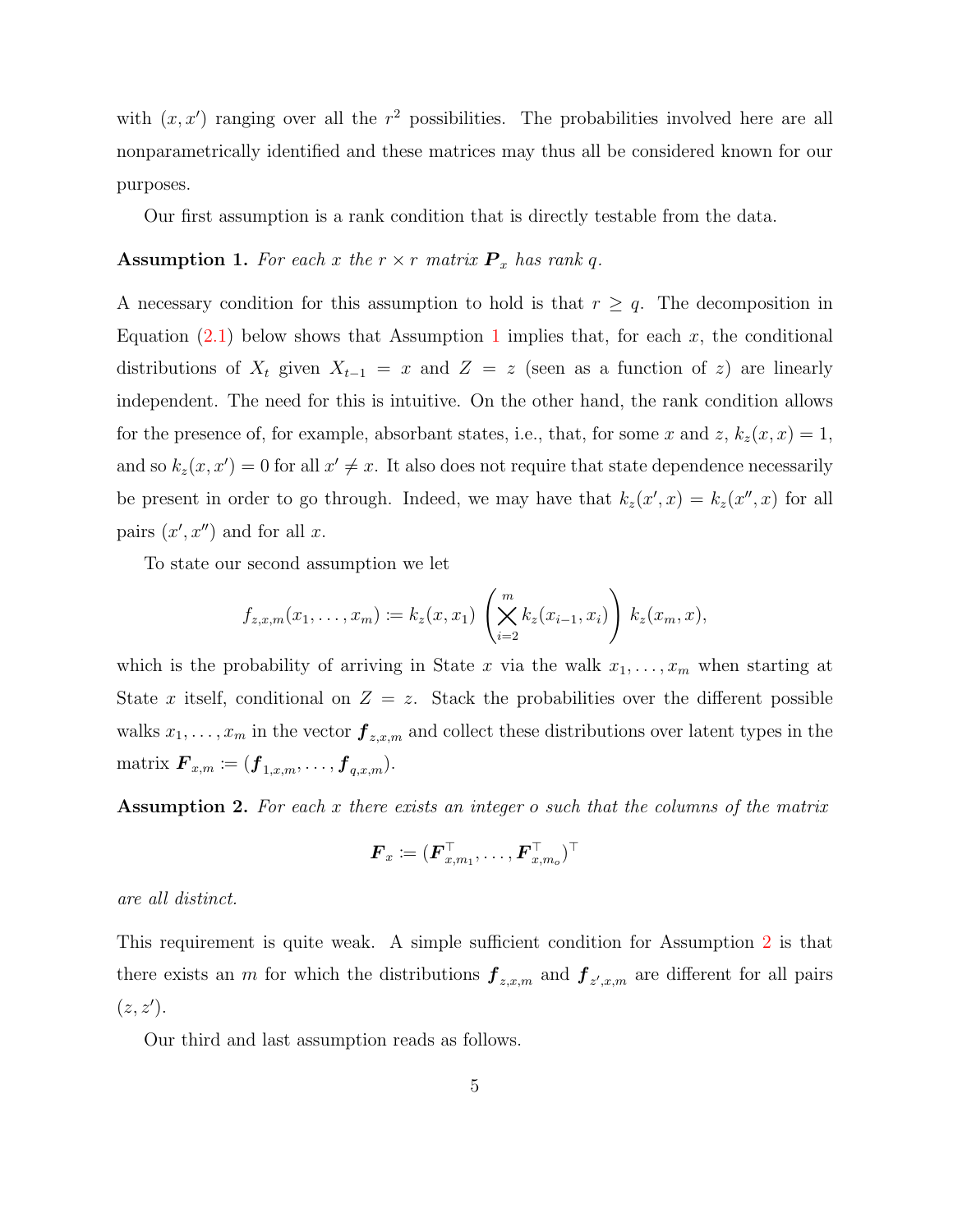with $(x, x')$ ranging over all the $r^2$ possibilities. The probabilities involved here are all nonparametrically identified and these matrices may thus all be considered known for our purposes.

Our first assumption is a rank condition that is directly testable from the data.

**Assumption 1.** *For each $x$ the $r \times r$ matrix $\boldsymbol{P}_x$ has rank $q$.*

A necessary condition for this assumption to hold is that $r \geq q$. The decomposition in Equation (2.1) below shows that Assumption 1 implies that, for each $x$, the conditional distributions of $X_t$ given $X_{t-1} = x$ and $Z = z$ (seen as a function of $z$) are linearly independent. The need for this is intuitive. On the other hand, the rank condition allows for the presence of, for example, absorbant states, i.e., that, for some $x$ and $z$, $k_z(x, x) = 1$, and so $k_z(x, x') = 0$ for all $x' \neq x$. It also does not require that state dependence necessarily be present in order to go through. Indeed, we may have that $k_z(x', x) = k_z(x'', x)$ for all pairs $(x', x'')$ and for all $x$.

To state our second assumption we let

$$f_{z,x,m}(x_1, \ldots, x_m) := k_z(x, x_1) \left( \bigtimes_{i=2}^{m} k_z(x_{i-1}, x_i) \right) k_z(x_m, x),$$

which is the probability of arriving in State $x$ via the walk $x_1, \ldots, x_m$ when starting at State $x$ itself, conditional on $Z = z$. Stack the probabilities over the different possible walks $x_1, \ldots, x_m$ in the vector $\boldsymbol{f}_{z,x,m}$ and collect these distributions over latent types in the matrix $\boldsymbol{F}_{x,m} := (\boldsymbol{f}_{1,x,m}, \ldots, \boldsymbol{f}_{q,x,m})$.

**Assumption 2.** *For each $x$ there exists an integer $o$ such that the columns of the matrix*

$$\boldsymbol{F}_x := (\boldsymbol{F}_{x,m_1}^\top, \ldots, \boldsymbol{F}_{x,m_o}^\top)^\top$$

*are all distinct.*

This requirement is quite weak. A simple sufficient condition for Assumption 2 is that there exists an $m$ for which the distributions $\boldsymbol{f}_{z,x,m}$ and $\boldsymbol{f}_{z',x,m}$ are different for all pairs $(z, z')$.

Our third and last assumption reads as follows.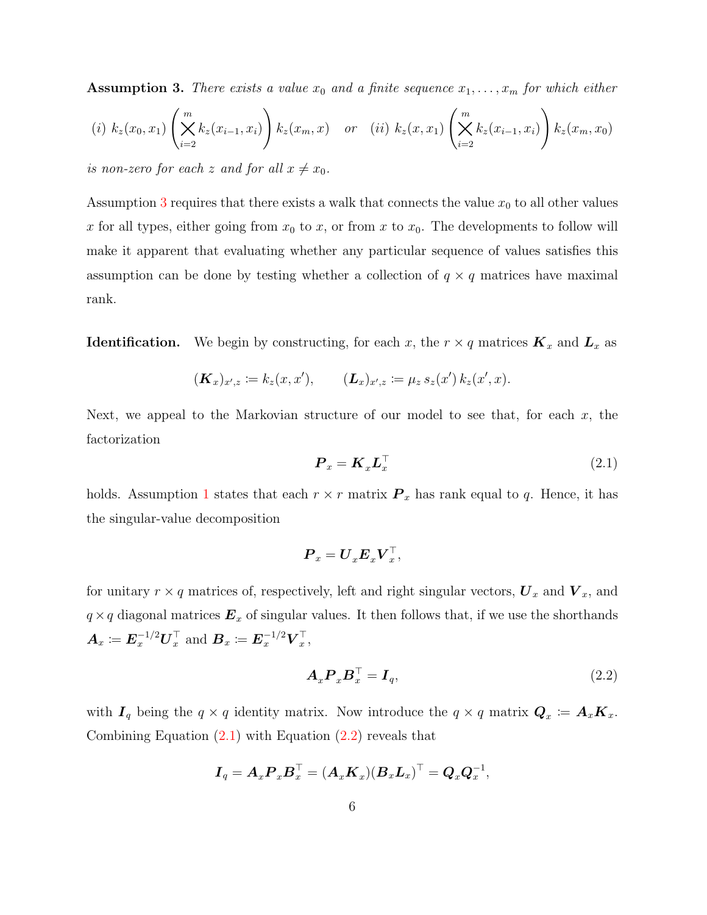**Assumption 3.** *There exists a value $x_0$ and a finite sequence $x_1, \ldots, x_m$ for which either*

$$(i)\ k_z(x_0, x_1) \left( \bigtimes_{i=2}^{m} k_z(x_{i-1}, x_i) \right) k_z(x_m, x) \quad \text{or} \quad (ii)\ k_z(x, x_1) \left( \bigtimes_{i=2}^{m} k_z(x_{i-1}, x_i) \right) k_z(x_m, x_0)$$

*is non-zero for each $z$ and for all $x \neq x_0$.*

Assumption 3 requires that there exists a walk that connects the value $x_0$ to all other values $x$ for all types, either going from $x_0$ to $x$, or from $x$ to $x_0$. The developments to follow will make it apparent that evaluating whether any particular sequence of values satisfies this assumption can be done by testing whether a collection of $q \times q$ matrices have maximal rank.

**Identification.** We begin by constructing, for each $x$, the $r \times q$ matrices $\boldsymbol{K}_x$ and $\boldsymbol{L}_x$ as

$$(\boldsymbol{K}_x)_{x',z} := k_z(x, x'), \qquad (\boldsymbol{L}_x)_{x',z} := \mu_z\, s_z(x')\, k_z(x', x).$$

Next, we appeal to the Markovian structure of our model to see that, for each $x$, the factorization

$$\boldsymbol{P}_x = \boldsymbol{K}_x \boldsymbol{L}_x^\top \tag{2.1}$$

holds. Assumption 1 states that each $r \times r$ matrix $\boldsymbol{P}_x$ has rank equal to $q$. Hence, it has the singular-value decomposition

$$\boldsymbol{P}_x = \boldsymbol{U}_x \boldsymbol{E}_x \boldsymbol{V}_x^\top,$$

for unitary $r \times q$ matrices of, respectively, left and right singular vectors, $\boldsymbol{U}_x$ and $\boldsymbol{V}_x$, and $q \times q$ diagonal matrices $\boldsymbol{E}_x$ of singular values. It then follows that, if we use the shorthands $\boldsymbol{A}_x := \boldsymbol{E}_x^{-1/2} \boldsymbol{U}_x^\top$ and $\boldsymbol{B}_x := \boldsymbol{E}_x^{-1/2} \boldsymbol{V}_x^\top$,

$$\boldsymbol{A}_x \boldsymbol{P}_x \boldsymbol{B}_x^\top = \boldsymbol{I}_q, \tag{2.2}$$

with $\boldsymbol{I}_q$ being the $q \times q$ identity matrix. Now introduce the $q \times q$ matrix $\boldsymbol{Q}_x := \boldsymbol{A}_x \boldsymbol{K}_x$. Combining Equation (2.1) with Equation (2.2) reveals that

$$\boldsymbol{I}_q = \boldsymbol{A}_x \boldsymbol{P}_x \boldsymbol{B}_x^\top = (\boldsymbol{A}_x \boldsymbol{K}_x)(\boldsymbol{B}_x \boldsymbol{L}_x)^\top = \boldsymbol{Q}_x \boldsymbol{Q}_x^{-1},$$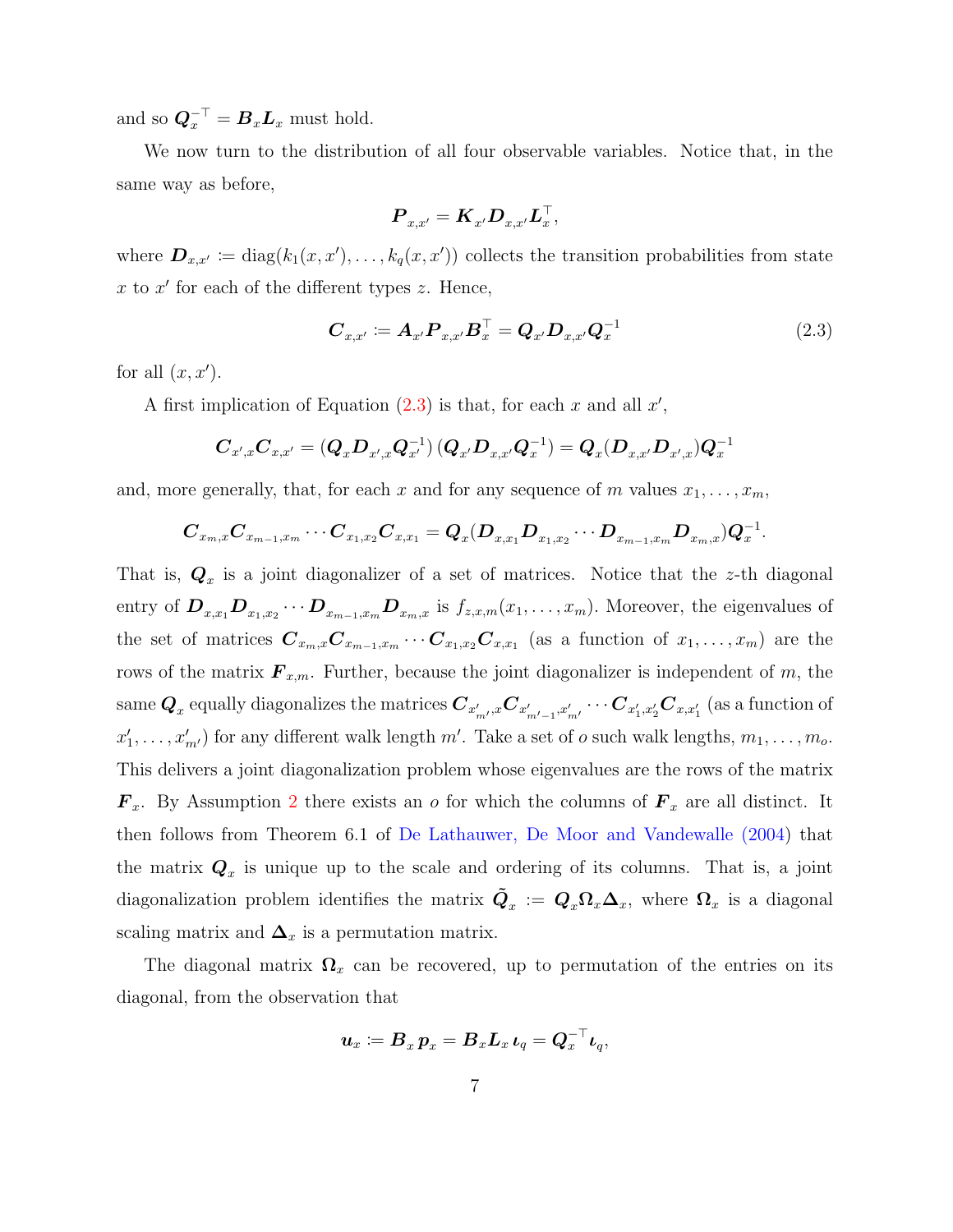and so $\boldsymbol{Q}_x^{-\top} = \boldsymbol{B}_x \boldsymbol{L}_x$ must hold.

We now turn to the distribution of all four observable variables. Notice that, in the same way as before,

$$\boldsymbol{P}_{x,x'} = \boldsymbol{K}_{x'} \boldsymbol{D}_{x,x'} \boldsymbol{L}_x^\top,$$

where $\boldsymbol{D}_{x,x'} \coloneqq \operatorname{diag}(k_1(x,x'), \ldots, k_q(x,x'))$ collects the transition probabilities from state $x$ to $x'$ for each of the different types $z$. Hence,

$$\boldsymbol{C}_{x,x'} \coloneqq \boldsymbol{A}_{x'} \boldsymbol{P}_{x,x'} \boldsymbol{B}_x^\top = \boldsymbol{Q}_{x'} \boldsymbol{D}_{x,x'} \boldsymbol{Q}_x^{-1} \tag{2.3}$$

for all $(x, x')$.

A first implication of Equation (2.3) is that, for each $x$ and all $x'$,

$$\boldsymbol{C}_{x',x} \boldsymbol{C}_{x,x'} = (\boldsymbol{Q}_x \boldsymbol{D}_{x',x} \boldsymbol{Q}_{x'}^{-1})\,(\boldsymbol{Q}_{x'} \boldsymbol{D}_{x,x'} \boldsymbol{Q}_x^{-1}) = \boldsymbol{Q}_x (\boldsymbol{D}_{x,x'} \boldsymbol{D}_{x',x}) \boldsymbol{Q}_x^{-1}$$

and, more generally, that, for each $x$ and for any sequence of $m$ values $x_1, \ldots, x_m$,

$$\boldsymbol{C}_{x_m,x} \boldsymbol{C}_{x_{m-1},x_m} \cdots \boldsymbol{C}_{x_1,x_2} \boldsymbol{C}_{x,x_1} = \boldsymbol{Q}_x (\boldsymbol{D}_{x,x_1} \boldsymbol{D}_{x_1,x_2} \cdots \boldsymbol{D}_{x_{m-1},x_m} \boldsymbol{D}_{x_m,x}) \boldsymbol{Q}_x^{-1}.$$

That is, $\boldsymbol{Q}_x$ is a joint diagonalizer of a set of matrices. Notice that the $z$-th diagonal entry of $\boldsymbol{D}_{x,x_1} \boldsymbol{D}_{x_1,x_2} \cdots \boldsymbol{D}_{x_{m-1},x_m} \boldsymbol{D}_{x_m,x}$ is $f_{z,x,m}(x_1, \ldots, x_m)$. Moreover, the eigenvalues of the set of matrices $\boldsymbol{C}_{x_m,x} \boldsymbol{C}_{x_{m-1},x_m} \cdots \boldsymbol{C}_{x_1,x_2} \boldsymbol{C}_{x,x_1}$ (as a function of $x_1, \ldots, x_m$) are the rows of the matrix $\boldsymbol{F}_{x,m}$. Further, because the joint diagonalizer is independent of $m$, the same $\boldsymbol{Q}_x$ equally diagonalizes the matrices $\boldsymbol{C}_{x'_{m'},x} \boldsymbol{C}_{x'_{m'-1},x'_{m'}} \cdots \boldsymbol{C}_{x'_1,x'_2} \boldsymbol{C}_{x,x'_1}$ (as a function of $x'_1, \ldots, x'_{m'}$) for any different walk length $m'$. Take a set of $o$ such walk lengths, $m_1, \ldots, m_o$. This delivers a joint diagonalization problem whose eigenvalues are the rows of the matrix $\boldsymbol{F}_x$. By Assumption 2 there exists an $o$ for which the columns of $\boldsymbol{F}_x$ are all distinct. It then follows from Theorem 6.1 of De Lathauwer, De Moor and Vandewalle (2004) that the matrix $\boldsymbol{Q}_x$ is unique up to the scale and ordering of its columns. That is, a joint diagonalization problem identifies the matrix $\tilde{\boldsymbol{Q}}_x \coloneqq \boldsymbol{Q}_x \boldsymbol{\Omega}_x \boldsymbol{\Delta}_x$, where $\boldsymbol{\Omega}_x$ is a diagonal scaling matrix and $\boldsymbol{\Delta}_x$ is a permutation matrix.

The diagonal matrix $\boldsymbol{\Omega}_x$ can be recovered, up to permutation of the entries on its diagonal, from the observation that

$$\boldsymbol{u}_x \coloneqq \boldsymbol{B}_x \boldsymbol{p}_x = \boldsymbol{B}_x \boldsymbol{L}_x \boldsymbol{\iota}_q = \boldsymbol{Q}_x^{-\top} \boldsymbol{\iota}_q,$$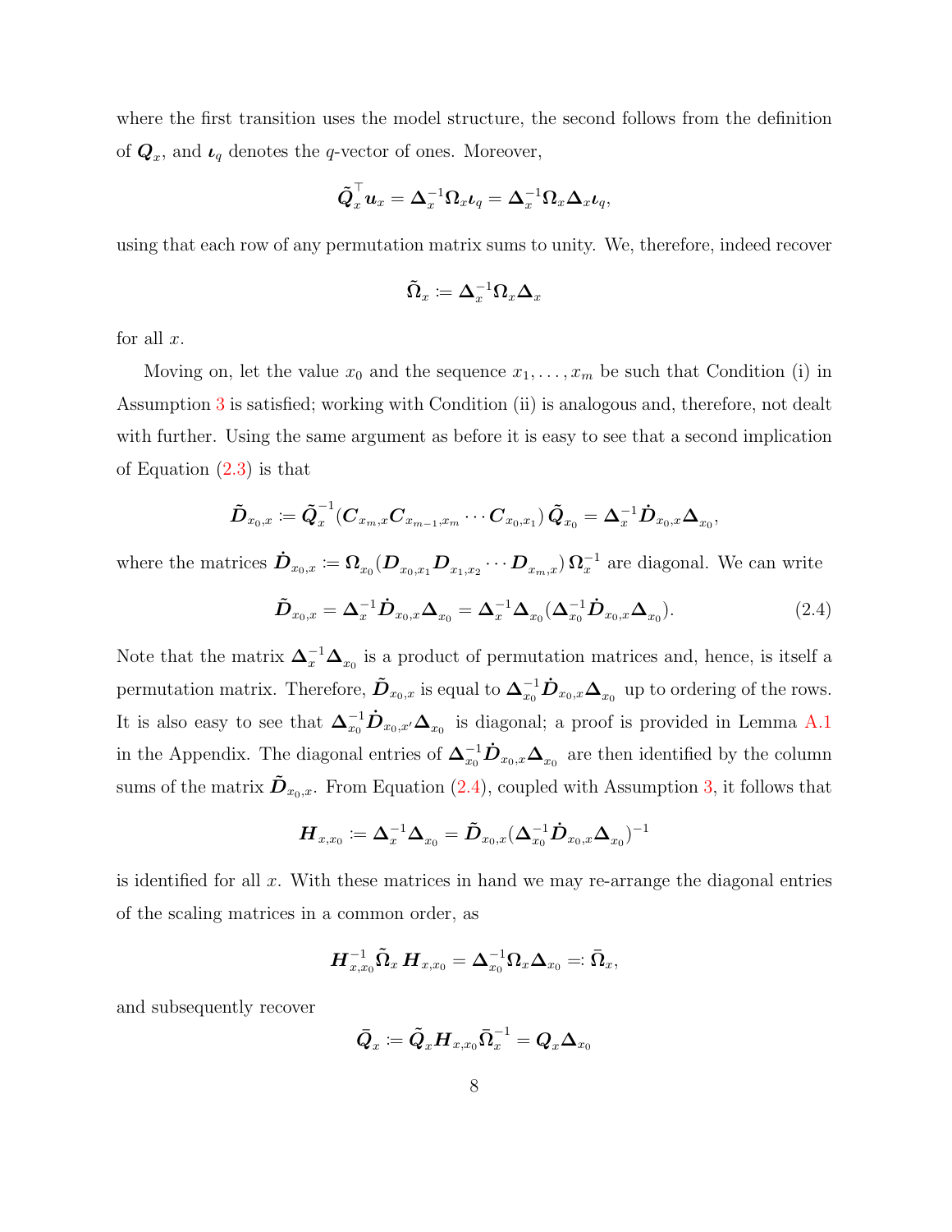where the first transition uses the model structure, the second follows from the definition of $\boldsymbol{Q}_x$, and $\boldsymbol{\iota}_q$ denotes the $q$-vector of ones. Moreover,

$$\tilde{\boldsymbol{Q}}_x^\top \boldsymbol{u}_x = \boldsymbol{\Delta}_x^{-1} \boldsymbol{\Omega}_x \boldsymbol{\iota}_q = \boldsymbol{\Delta}_x^{-1} \boldsymbol{\Omega}_x \boldsymbol{\Delta}_x \boldsymbol{\iota}_q,$$

using that each row of any permutation matrix sums to unity. We, therefore, indeed recover

$$\tilde{\boldsymbol{\Omega}}_x \coloneqq \boldsymbol{\Delta}_x^{-1} \boldsymbol{\Omega}_x \boldsymbol{\Delta}_x$$

for all $x$.

Moving on, let the value $x_0$ and the sequence $x_1, \ldots, x_m$ be such that Condition (i) in Assumption 3 is satisfied; working with Condition (ii) is analogous and, therefore, not dealt with further. Using the same argument as before it is easy to see that a second implication of Equation (2.3) is that

$$\tilde{\boldsymbol{D}}_{x_0,x} \coloneqq \tilde{\boldsymbol{Q}}_x^{-1} (\boldsymbol{C}_{x_m,x} \boldsymbol{C}_{x_{m-1},x_m} \cdots \boldsymbol{C}_{x_0,x_1}) \, \tilde{\boldsymbol{Q}}_{x_0} = \boldsymbol{\Delta}_x^{-1} \dot{\boldsymbol{D}}_{x_0,x} \boldsymbol{\Delta}_{x_0},$$

where the matrices $\dot{\boldsymbol{D}}_{x_0,x} \coloneqq \boldsymbol{\Omega}_{x_0} (\boldsymbol{D}_{x_0,x_1} \boldsymbol{D}_{x_1,x_2} \cdots \boldsymbol{D}_{x_m,x}) \, \boldsymbol{\Omega}_x^{-1}$ are diagonal. We can write

$$\tilde{\boldsymbol{D}}_{x_0,x} = \boldsymbol{\Delta}_x^{-1} \dot{\boldsymbol{D}}_{x_0,x} \boldsymbol{\Delta}_{x_0} = \boldsymbol{\Delta}_x^{-1} \boldsymbol{\Delta}_{x_0} (\boldsymbol{\Delta}_{x_0}^{-1} \dot{\boldsymbol{D}}_{x_0,x} \boldsymbol{\Delta}_{x_0}). \tag{2.4}$$

Note that the matrix $\boldsymbol{\Delta}_x^{-1} \boldsymbol{\Delta}_{x_0}$ is a product of permutation matrices and, hence, is itself a permutation matrix. Therefore, $\tilde{\boldsymbol{D}}_{x_0,x}$ is equal to $\boldsymbol{\Delta}_{x_0}^{-1} \dot{\boldsymbol{D}}_{x_0,x} \boldsymbol{\Delta}_{x_0}$ up to ordering of the rows. It is also easy to see that $\boldsymbol{\Delta}_{x_0}^{-1} \dot{\boldsymbol{D}}_{x_0,x'} \boldsymbol{\Delta}_{x_0}$ is diagonal; a proof is provided in Lemma A.1 in the Appendix. The diagonal entries of $\boldsymbol{\Delta}_{x_0}^{-1} \dot{\boldsymbol{D}}_{x_0,x} \boldsymbol{\Delta}_{x_0}$ are then identified by the column sums of the matrix $\tilde{\boldsymbol{D}}_{x_0,x}$. From Equation (2.4), coupled with Assumption 3, it follows that

$$\boldsymbol{H}_{x,x_0} \coloneqq \boldsymbol{\Delta}_x^{-1} \boldsymbol{\Delta}_{x_0} = \tilde{\boldsymbol{D}}_{x_0,x} (\boldsymbol{\Delta}_{x_0}^{-1} \dot{\boldsymbol{D}}_{x_0,x} \boldsymbol{\Delta}_{x_0})^{-1}$$

is identified for all $x$. With these matrices in hand we may re-arrange the diagonal entries of the scaling matrices in a common order, as

$$\boldsymbol{H}_{x,x_0}^{-1} \tilde{\boldsymbol{\Omega}}_x \, \boldsymbol{H}_{x,x_0} = \boldsymbol{\Delta}_{x_0}^{-1} \boldsymbol{\Omega}_x \boldsymbol{\Delta}_{x_0} \eqqcolon \bar{\boldsymbol{\Omega}}_x,$$

and subsequently recover

$$\bar{\boldsymbol{Q}}_x \coloneqq \tilde{\boldsymbol{Q}}_x \boldsymbol{H}_{x,x_0} \bar{\boldsymbol{\Omega}}_x^{-1} = \boldsymbol{Q}_x \boldsymbol{\Delta}_{x_0}$$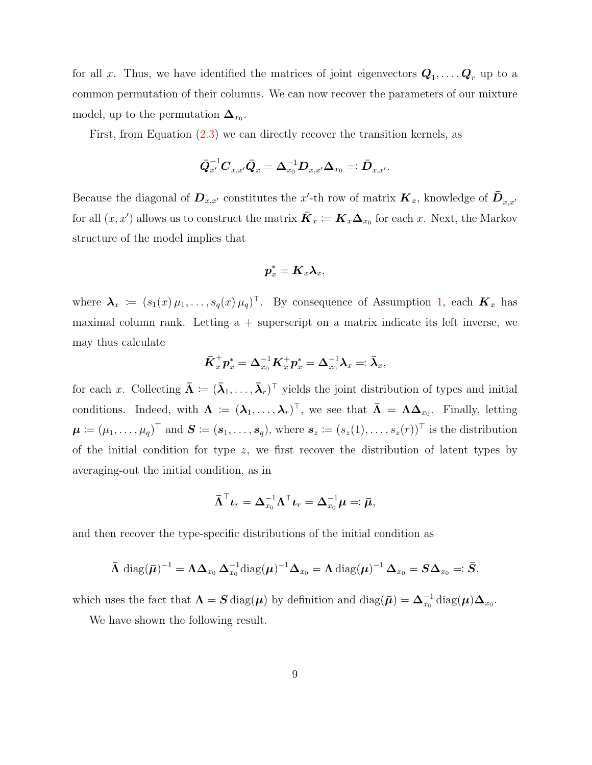for all $x$. Thus, we have identified the matrices of joint eigenvectors $\boldsymbol{Q}_1, \ldots, \boldsymbol{Q}_r$ up to a common permutation of their columns. We can now recover the parameters of our mixture model, up to the permutation $\boldsymbol{\Delta}_{x_0}$.

First, from Equation (2.3) we can directly recover the transition kernels, as

$$\bar{\boldsymbol{Q}}_{x'}^{-1} \boldsymbol{C}_{x,x'} \bar{\boldsymbol{Q}}_x = \boldsymbol{\Delta}_{x_0}^{-1} \boldsymbol{D}_{x,x'} \boldsymbol{\Delta}_{x_0} =: \bar{\boldsymbol{D}}_{x,x'}.$$

Because the diagonal of $\boldsymbol{D}_{x,x'}$ constitutes the $x'$-th row of matrix $\boldsymbol{K}_x$, knowledge of $\bar{\boldsymbol{D}}_{x,x'}$ for all $(x, x')$ allows us to construct the matrix $\bar{\boldsymbol{K}}_x \coloneqq \boldsymbol{K}_x \boldsymbol{\Delta}_{x_0}$ for each $x$. Next, the Markov structure of the model implies that

$$\boldsymbol{p}_x^* = \boldsymbol{K}_x \boldsymbol{\lambda}_x,$$

where $\boldsymbol{\lambda}_x \coloneqq (s_1(x)\,\mu_1, \ldots, s_q(x)\,\mu_q)^\top$. By consequence of Assumption 1, each $\boldsymbol{K}_x$ has maximal column rank. Letting a + superscript on a matrix indicate its left inverse, we may thus calculate

$$\bar{\boldsymbol{K}}_x^+ \boldsymbol{p}_x^* = \boldsymbol{\Delta}_{x_0}^{-1} \boldsymbol{K}_x^+ \boldsymbol{p}_x^* = \boldsymbol{\Delta}_{x_0}^{-1} \boldsymbol{\lambda}_x =: \bar{\boldsymbol{\lambda}}_x,$$

for each $x$. Collecting $\bar{\boldsymbol{\Lambda}} \coloneqq (\bar{\boldsymbol{\lambda}}_1, \ldots, \bar{\boldsymbol{\lambda}}_r)^\top$ yields the joint distribution of types and initial conditions. Indeed, with $\boldsymbol{\Lambda} \coloneqq (\boldsymbol{\lambda}_1, \ldots, \boldsymbol{\lambda}_r)^\top$, we see that $\bar{\boldsymbol{\Lambda}} = \boldsymbol{\Lambda} \boldsymbol{\Delta}_{x_0}$. Finally, letting $\boldsymbol{\mu} \coloneqq (\mu_1, \ldots, \mu_q)^\top$ and $\boldsymbol{S} \coloneqq (\boldsymbol{s}_1, \ldots, \boldsymbol{s}_q)$, where $\boldsymbol{s}_z \coloneqq (s_z(1), \ldots, s_z(r))^\top$ is the distribution of the initial condition for type $z$, we first recover the distribution of latent types by averaging-out the initial condition, as in

$$\bar{\boldsymbol{\Lambda}}^\top \boldsymbol{\iota}_r = \boldsymbol{\Delta}_{x_0}^{-1} \boldsymbol{\Lambda}^\top \boldsymbol{\iota}_r = \boldsymbol{\Delta}_{x_0}^{-1} \boldsymbol{\mu} =: \bar{\boldsymbol{\mu}},$$

and then recover the type-specific distributions of the initial condition as

$$\bar{\boldsymbol{\Lambda}}\, \operatorname{diag}(\bar{\boldsymbol{\mu}})^{-1} = \boldsymbol{\Lambda} \boldsymbol{\Delta}_{x_0}\, \boldsymbol{\Delta}_{x_0}^{-1} \operatorname{diag}(\boldsymbol{\mu})^{-1} \boldsymbol{\Delta}_{x_0} = \boldsymbol{\Lambda}\, \operatorname{diag}(\boldsymbol{\mu})^{-1}\, \boldsymbol{\Delta}_{x_0} = \boldsymbol{S} \boldsymbol{\Delta}_{x_0} =: \bar{\boldsymbol{S}},$$

which uses the fact that $\boldsymbol{\Lambda} = \boldsymbol{S}\, \operatorname{diag}(\boldsymbol{\mu})$ by definition and $\operatorname{diag}(\bar{\boldsymbol{\mu}}) = \boldsymbol{\Delta}_{x_0}^{-1} \operatorname{diag}(\boldsymbol{\mu}) \boldsymbol{\Delta}_{x_0}$.

We have shown the following result.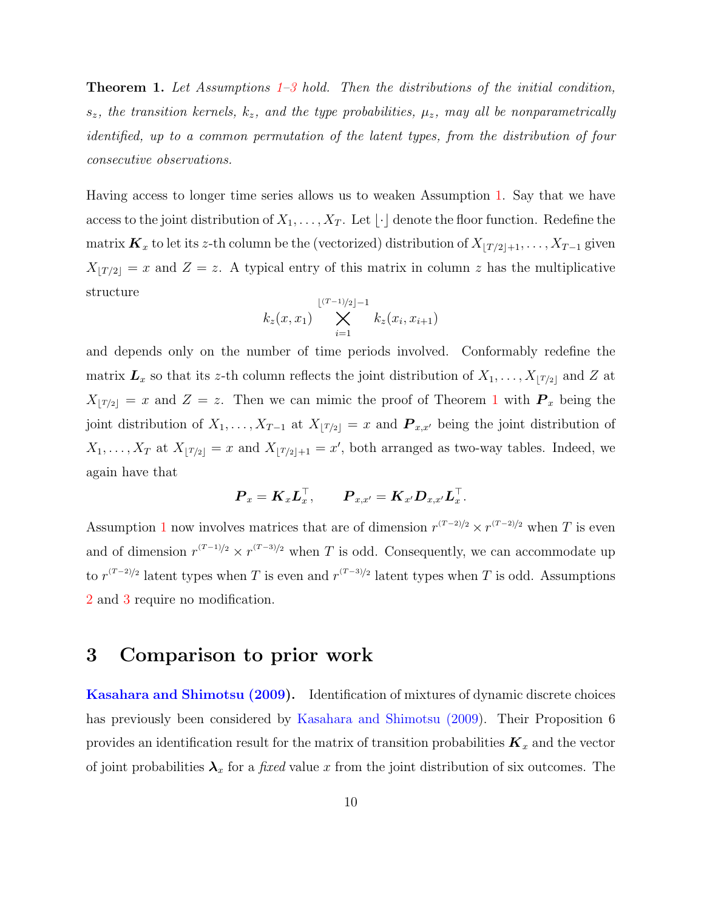**Theorem 1.** *Let Assumptions 1–3 hold. Then the distributions of the initial condition, $s_z$, the transition kernels, $k_z$, and the type probabilities, $\mu_z$, may all be nonparametrically identified, up to a common permutation of the latent types, from the distribution of four consecutive observations.*

Having access to longer time series allows us to weaken Assumption 1. Say that we have access to the joint distribution of $X_1, \ldots, X_T$. Let $\lfloor \cdot \rfloor$ denote the floor function. Redefine the matrix $\boldsymbol{K}_x$ to let its $z$-th column be the (vectorized) distribution of $X_{\lfloor T/2 \rfloor+1}, \ldots, X_{T-1}$ given $X_{\lfloor T/2 \rfloor} = x$ and $Z = z$. A typical entry of this matrix in column $z$ has the multiplicative structure

$$k_z(x, x_1) \bigtimes_{i=1}^{\lfloor (T-1)/2 \rfloor - 1} k_z(x_i, x_{i+1})$$

and depends only on the number of time periods involved. Conformably redefine the matrix $\boldsymbol{L}_x$ so that its $z$-th column reflects the joint distribution of $X_1, \ldots, X_{\lfloor T/2 \rfloor}$ and $Z$ at $X_{\lfloor T/2 \rfloor} = x$ and $Z = z$. Then we can mimic the proof of Theorem 1 with $\boldsymbol{P}_x$ being the joint distribution of $X_1, \ldots, X_{T-1}$ at $X_{\lfloor T/2 \rfloor} = x$ and $\boldsymbol{P}_{x,x'}$ being the joint distribution of $X_1, \ldots, X_T$ at $X_{\lfloor T/2 \rfloor} = x$ and $X_{\lfloor T/2 \rfloor+1} = x'$, both arranged as two-way tables. Indeed, we again have that

$$\boldsymbol{P}_x = \boldsymbol{K}_x \boldsymbol{L}_x^\top, \qquad \boldsymbol{P}_{x,x'} = \boldsymbol{K}_{x'} \boldsymbol{D}_{x,x'} \boldsymbol{L}_x^\top.$$

Assumption 1 now involves matrices that are of dimension $r^{(T-2)/2} \times r^{(T-2)/2}$ when $T$ is even and of dimension $r^{(T-1)/2} \times r^{(T-3)/2}$ when $T$ is odd. Consequently, we can accommodate up to $r^{(T-2)/2}$ latent types when $T$ is even and $r^{(T-3)/2}$ latent types when $T$ is odd. Assumptions 2 and 3 require no modification.

# 3 Comparison to prior work

**Kasahara and Shimotsu (2009).** Identification of mixtures of dynamic discrete choices has previously been considered by Kasahara and Shimotsu (2009). Their Proposition 6 provides an identification result for the matrix of transition probabilities $\boldsymbol{K}_x$ and the vector of joint probabilities $\boldsymbol{\lambda}_x$ for a *fixed* value $x$ from the joint distribution of six outcomes. The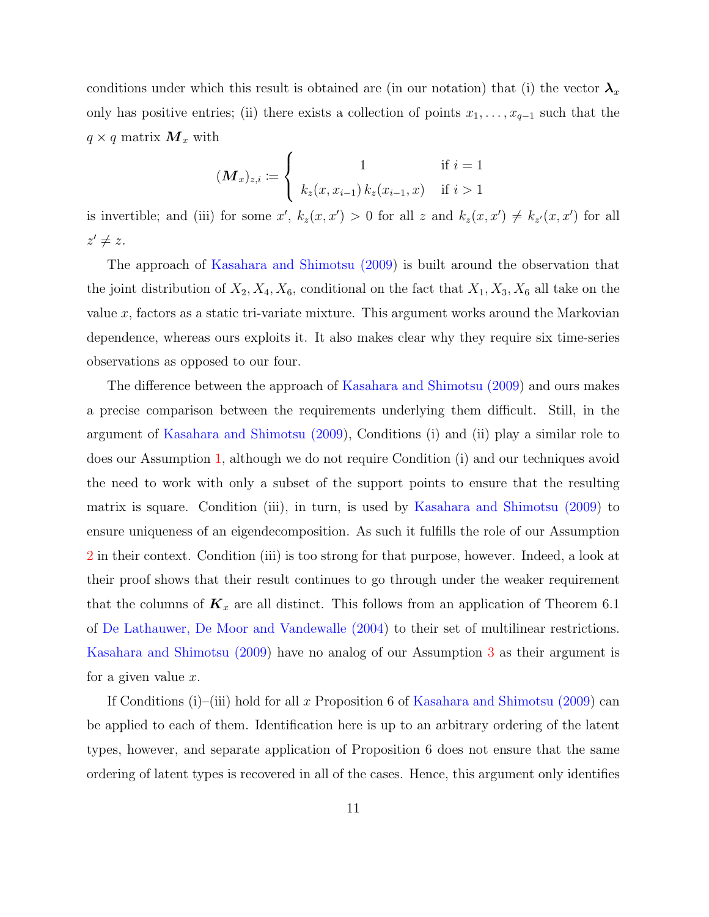conditions under which this result is obtained are (in our notation) that (i) the vector $\boldsymbol{\lambda}_x$ only has positive entries; (ii) there exists a collection of points $x_1, \ldots, x_{q-1}$ such that the $q \times q$ matrix $\boldsymbol{M}_x$ with

$$(\boldsymbol{M}_x)_{z,i} \coloneqq \begin{cases} 1 & \text{if } i = 1 \\ k_z(x, x_{i-1})\, k_z(x_{i-1}, x) & \text{if } i > 1 \end{cases}$$

is invertible; and (iii) for some $x'$, $k_z(x, x') > 0$ for all $z$ and $k_z(x, x') \neq k_{z'}(x, x')$ for all $z' \neq z$.

The approach of Kasahara and Shimotsu (2009) is built around the observation that the joint distribution of $X_2, X_4, X_6$, conditional on the fact that $X_1, X_3, X_6$ all take on the value $x$, factors as a static tri-variate mixture. This argument works around the Markovian dependence, whereas ours exploits it. It also makes clear why they require six time-series observations as opposed to our four.

The difference between the approach of Kasahara and Shimotsu (2009) and ours makes a precise comparison between the requirements underlying them difficult. Still, in the argument of Kasahara and Shimotsu (2009), Conditions (i) and (ii) play a similar role to does our Assumption 1, although we do not require Condition (i) and our techniques avoid the need to work with only a subset of the support points to ensure that the resulting matrix is square. Condition (iii), in turn, is used by Kasahara and Shimotsu (2009) to ensure uniqueness of an eigendecomposition. As such it fulfills the role of our Assumption 2 in their context. Condition (iii) is too strong for that purpose, however. Indeed, a look at their proof shows that their result continues to go through under the weaker requirement that the columns of $\boldsymbol{K}_x$ are all distinct. This follows from an application of Theorem 6.1 of De Lathauwer, De Moor and Vandewalle (2004) to their set of multilinear restrictions. Kasahara and Shimotsu (2009) have no analog of our Assumption 3 as their argument is for a given value $x$.

If Conditions (i)–(iii) hold for all $x$ Proposition 6 of Kasahara and Shimotsu (2009) can be applied to each of them. Identification here is up to an arbitrary ordering of the latent types, however, and separate application of Proposition 6 does not ensure that the same ordering of latent types is recovered in all of the cases. Hence, this argument only identifies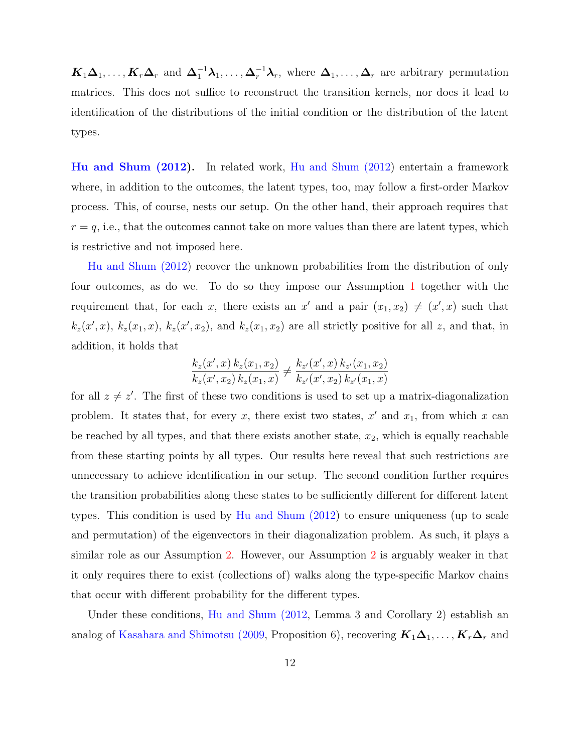$\boldsymbol{K}_1\boldsymbol{\Delta}_1, \dots, \boldsymbol{K}_r\boldsymbol{\Delta}_r$ and $\boldsymbol{\Delta}_1^{-1}\boldsymbol{\lambda}_1, \dots, \boldsymbol{\Delta}_r^{-1}\boldsymbol{\lambda}_r$, where $\boldsymbol{\Delta}_1, \dots, \boldsymbol{\Delta}_r$ are arbitrary permutation matrices. This does not suffice to reconstruct the transition kernels, nor does it lead to identification of the distributions of the initial condition or the distribution of the latent types.

**Hu and Shum (2012).** In related work, Hu and Shum (2012) entertain a framework where, in addition to the outcomes, the latent types, too, may follow a first-order Markov process. This, of course, nests our setup. On the other hand, their approach requires that $r = q$, i.e., that the outcomes cannot take on more values than there are latent types, which is restrictive and not imposed here.

Hu and Shum (2012) recover the unknown probabilities from the distribution of only four outcomes, as do we. To do so they impose our Assumption 1 together with the requirement that, for each $x$, there exists an $x'$ and a pair $(x_1, x_2) \neq (x', x)$ such that $k_z(x', x)$, $k_z(x_1, x)$, $k_z(x', x_2)$, and $k_z(x_1, x_2)$ are all strictly positive for all $z$, and that, in addition, it holds that

$$\frac{k_z(x', x)\, k_z(x_1, x_2)}{k_z(x', x_2)\, k_z(x_1, x)} \neq \frac{k_{z'}(x', x)\, k_{z'}(x_1, x_2)}{k_{z'}(x', x_2)\, k_{z'}(x_1, x)}$$

for all $z \neq z'$. The first of these two conditions is used to set up a matrix-diagonalization problem. It states that, for every $x$, there exist two states, $x'$ and $x_1$, from which $x$ can be reached by all types, and that there exists another state, $x_2$, which is equally reachable from these starting points by all types. Our results here reveal that such restrictions are unnecessary to achieve identification in our setup. The second condition further requires the transition probabilities along these states to be sufficiently different for different latent types. This condition is used by Hu and Shum (2012) to ensure uniqueness (up to scale and permutation) of the eigenvectors in their diagonalization problem. As such, it plays a similar role as our Assumption 2. However, our Assumption 2 is arguably weaker in that it only requires there to exist (collections of) walks along the type-specific Markov chains that occur with different probability for the different types.

Under these conditions, Hu and Shum (2012, Lemma 3 and Corollary 2) establish an analog of Kasahara and Shimotsu (2009, Proposition 6), recovering $\boldsymbol{K}_1\boldsymbol{\Delta}_1, \dots, \boldsymbol{K}_r\boldsymbol{\Delta}_r$ and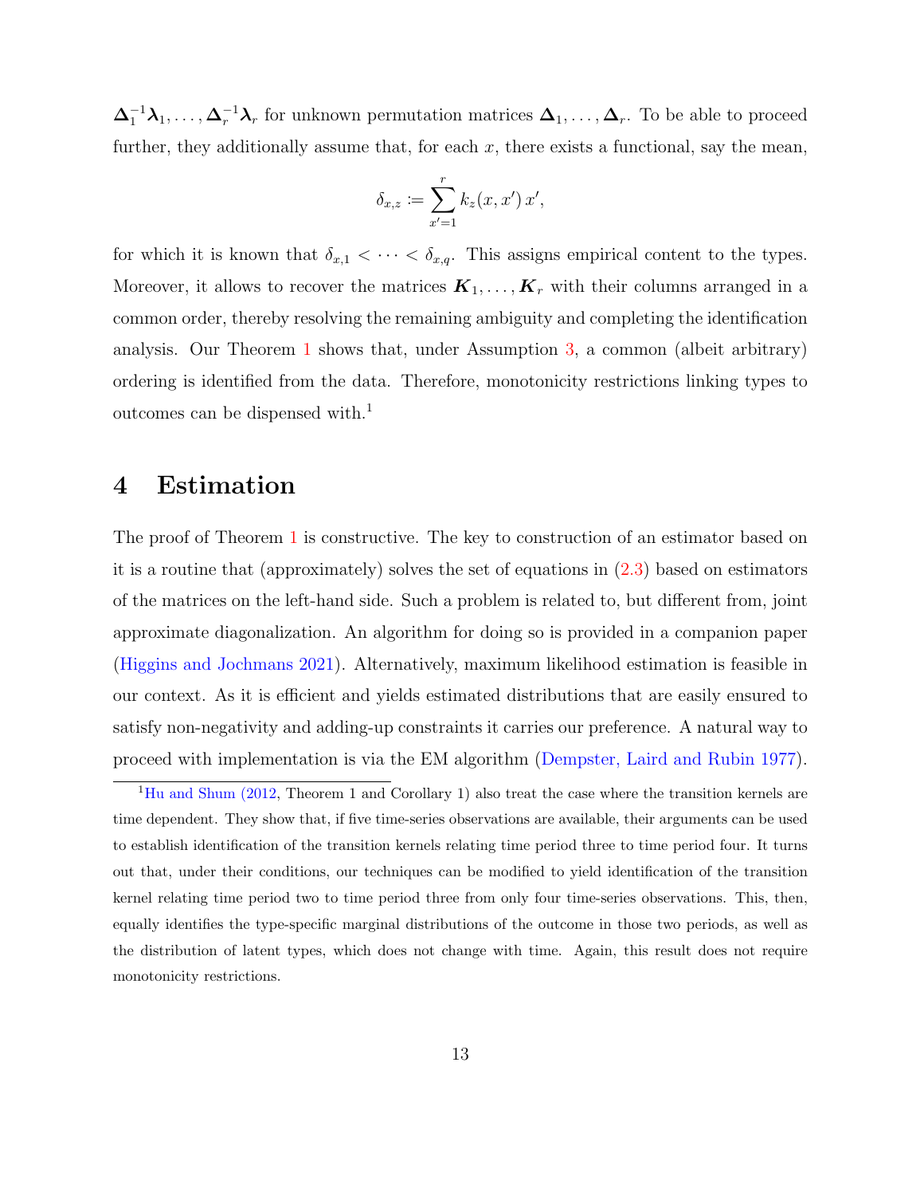$\boldsymbol{\Delta}_1^{-1}\boldsymbol{\lambda}_1, \ldots, \boldsymbol{\Delta}_r^{-1}\boldsymbol{\lambda}_r$ for unknown permutation matrices $\boldsymbol{\Delta}_1, \ldots, \boldsymbol{\Delta}_r$. To be able to proceed further, they additionally assume that, for each $x$, there exists a functional, say the mean,

$$\delta_{x,z} \coloneqq \sum_{x'=1}^{r} k_z(x, x')\, x',$$

for which it is known that $\delta_{x,1} < \cdots < \delta_{x,q}$. This assigns empirical content to the types. Moreover, it allows to recover the matrices $\boldsymbol{K}_1, \ldots, \boldsymbol{K}_r$ with their columns arranged in a common order, thereby resolving the remaining ambiguity and completing the identification analysis. Our Theorem 1 shows that, under Assumption 3, a common (albeit arbitrary) ordering is identified from the data. Therefore, monotonicity restrictions linking types to outcomes can be dispensed with.[1]

## 4 Estimation

The proof of Theorem 1 is constructive. The key to construction of an estimator based on it is a routine that (approximately) solves the set of equations in (2.3) based on estimators of the matrices on the left-hand side. Such a problem is related to, but different from, joint approximate diagonalization. An algorithm for doing so is provided in a companion paper (Higgins and Jochmans 2021). Alternatively, maximum likelihood estimation is feasible in our context. As it is efficient and yields estimated distributions that are easily ensured to satisfy non-negativity and adding-up constraints it carries our preference. A natural way to proceed with implementation is via the EM algorithm (Dempster, Laird and Rubin 1977).

[1] Hu and Shum (2012, Theorem 1 and Corollary 1) also treat the case where the transition kernels are time dependent. They show that, if five time-series observations are available, their arguments can be used to establish identification of the transition kernels relating time period three to time period four. It turns out that, under their conditions, our techniques can be modified to yield identification of the transition kernel relating time period two to time period three from only four time-series observations. This, then, equally identifies the type-specific marginal distributions of the outcome in those two periods, as well as the distribution of latent types, which does not change with time. Again, this result does not require monotonicity restrictions.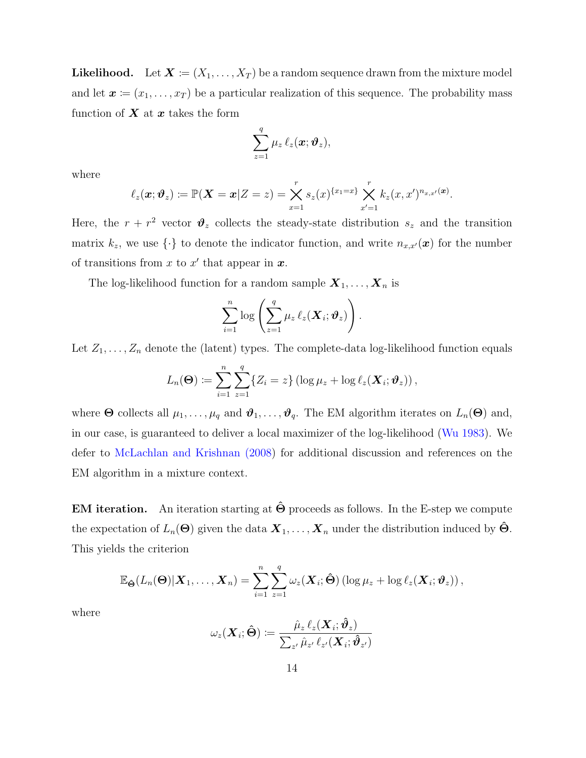**Likelihood.** Let $\boldsymbol{X} \coloneqq (X_1, \ldots, X_T)$ be a random sequence drawn from the mixture model and let $\boldsymbol{x} \coloneqq (x_1, \ldots, x_T)$ be a particular realization of this sequence. The probability mass function of $\boldsymbol{X}$ at $\boldsymbol{x}$ takes the form

$$\sum_{z=1}^{q} \mu_z \, \ell_z(\boldsymbol{x}; \boldsymbol{\vartheta}_z),$$

where

$$\ell_z(\boldsymbol{x}; \boldsymbol{\vartheta}_z) \coloneqq \mathbb{P}(\boldsymbol{X} = \boldsymbol{x} | Z = z) = \bigtimes_{x=1}^{r} s_z(x)^{\{x_1 = x\}} \bigtimes_{x'=1}^{r} k_z(x, x')^{n_{x,x'}(\boldsymbol{x})}.$$

Here, the $r + r^2$ vector $\boldsymbol{\vartheta}_z$ collects the steady-state distribution $s_z$ and the transition matrix $k_z$, we use $\{\cdot\}$ to denote the indicator function, and write $n_{x,x'}(\boldsymbol{x})$ for the number of transitions from $x$ to $x'$ that appear in $\boldsymbol{x}$.

The log-likelihood function for a random sample $\boldsymbol{X}_1, \ldots, \boldsymbol{X}_n$ is

$$\sum_{i=1}^{n} \log \left( \sum_{z=1}^{q} \mu_z \, \ell_z(\boldsymbol{X}_i; \boldsymbol{\vartheta}_z) \right).$$

Let $Z_1, \ldots, Z_n$ denote the (latent) types. The complete-data log-likelihood function equals

$$L_n(\boldsymbol{\Theta}) \coloneqq \sum_{i=1}^{n} \sum_{z=1}^{q} \{Z_i = z\} \left( \log \mu_z + \log \ell_z(\boldsymbol{X}_i; \boldsymbol{\vartheta}_z) \right),$$

where $\boldsymbol{\Theta}$ collects all $\mu_1, \ldots, \mu_q$ and $\boldsymbol{\vartheta}_1, \ldots, \boldsymbol{\vartheta}_q$. The EM algorithm iterates on $L_n(\boldsymbol{\Theta})$ and, in our case, is guaranteed to deliver a local maximizer of the log-likelihood (Wu 1983). We defer to McLachlan and Krishnan (2008) for additional discussion and references on the EM algorithm in a mixture context.

**EM iteration.** An iteration starting at $\hat{\boldsymbol{\Theta}}$ proceeds as follows. In the E-step we compute the expectation of $L_n(\boldsymbol{\Theta})$ given the data $\boldsymbol{X}_1, \ldots, \boldsymbol{X}_n$ under the distribution induced by $\hat{\boldsymbol{\Theta}}$. This yields the criterion

$$\mathbb{E}_{\hat{\boldsymbol{\Theta}}}(L_n(\boldsymbol{\Theta}) | \boldsymbol{X}_1, \ldots, \boldsymbol{X}_n) = \sum_{i=1}^{n} \sum_{z=1}^{q} \omega_z(\boldsymbol{X}_i; \hat{\boldsymbol{\Theta}}) \left( \log \mu_z + \log \ell_z(\boldsymbol{X}_i; \boldsymbol{\vartheta}_z) \right),$$

where

$$\omega_z(\boldsymbol{X}_i; \hat{\boldsymbol{\Theta}}) \coloneqq \frac{\hat{\mu}_z \, \ell_z(\boldsymbol{X}_i; \hat{\boldsymbol{\vartheta}}_z)}{\sum_{z'} \hat{\mu}_{z'} \, \ell_{z'}(\boldsymbol{X}_i; \hat{\boldsymbol{\vartheta}}_{z'})}$$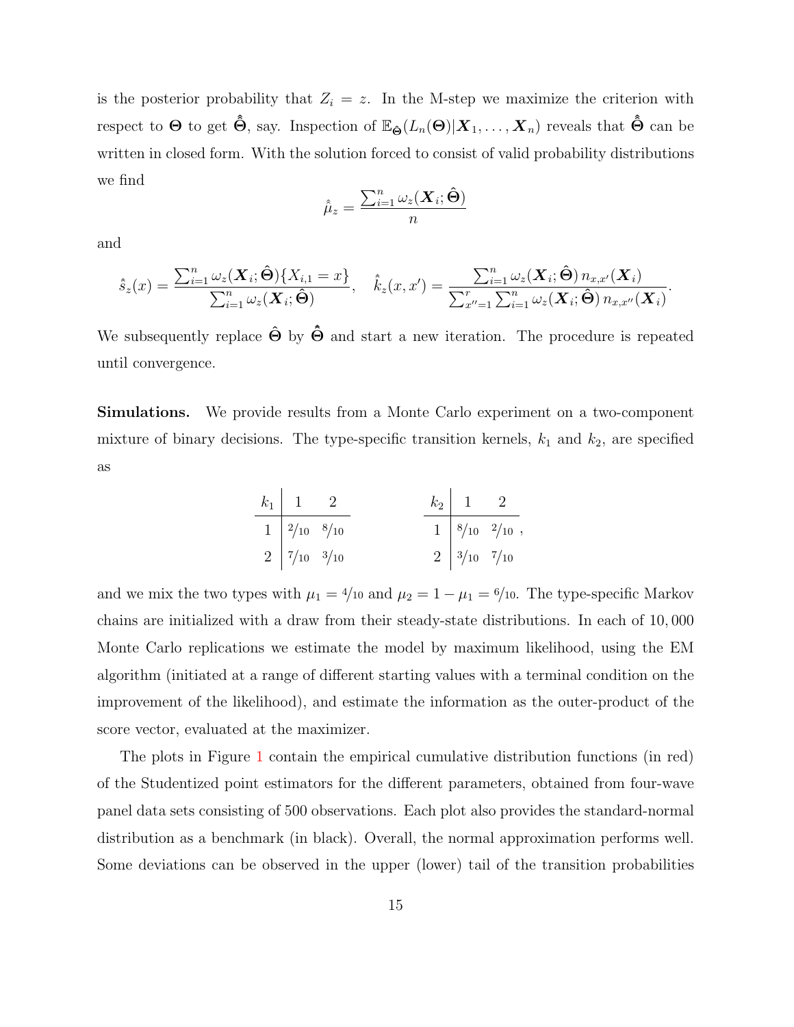is the posterior probability that $Z_i = z$. In the M-step we maximize the criterion with respect to $\boldsymbol{\Theta}$ to get $\hat{\hat{\boldsymbol{\Theta}}}$, say. Inspection of $\mathbb{E}_{\hat{\boldsymbol{\Theta}}}(L_n(\boldsymbol{\Theta})|\boldsymbol{X}_1, \ldots, \boldsymbol{X}_n)$ reveals that $\hat{\hat{\boldsymbol{\Theta}}}$ can be written in closed form. With the solution forced to consist of valid probability distributions we find

$$\hat{\hat{\mu}}_z = \frac{\sum_{i=1}^n \omega_z(\boldsymbol{X}_i; \hat{\boldsymbol{\Theta}})}{n}$$

and

$$\hat{\hat{s}}_z(x) = \frac{\sum_{i=1}^n \omega_z(\boldsymbol{X}_i; \hat{\boldsymbol{\Theta}}) \{X_{i,1} = x\}}{\sum_{i=1}^n \omega_z(\boldsymbol{X}_i; \hat{\boldsymbol{\Theta}})}, \quad \hat{\hat{k}}_z(x, x') = \frac{\sum_{i=1}^n \omega_z(\boldsymbol{X}_i; \hat{\boldsymbol{\Theta}})\, n_{x,x'}(\boldsymbol{X}_i)}{\sum_{x''=1}^r \sum_{i=1}^n \omega_z(\boldsymbol{X}_i; \hat{\boldsymbol{\Theta}})\, n_{x,x''}(\boldsymbol{X}_i)}.$$

We subsequently replace $\hat{\boldsymbol{\Theta}}$ by $\hat{\hat{\boldsymbol{\Theta}}}$ and start a new iteration. The procedure is repeated until convergence.

**Simulations.** We provide results from a Monte Carlo experiment on a two-component mixture of binary decisions. The type-specific transition kernels, $k_1$ and $k_2$, are specified as

| $k_1$ | 1 | 2 |
|---|---|---|
| 1 | $2/10$ | $8/10$ |
| 2 | $7/10$ | $3/10$ |

| $k_2$ | 1 | 2 |
|---|---|---|
| 1 | $8/10$ | $2/10$ |
| 2 | $3/10$ | $7/10$ |

and we mix the two types with $\mu_1 = 4/10$ and $\mu_2 = 1 - \mu_1 = 6/10$. The type-specific Markov chains are initialized with a draw from their steady-state distributions. In each of 10,000 Monte Carlo replications we estimate the model by maximum likelihood, using the EM algorithm (initiated at a range of different starting values with a terminal condition on the improvement of the likelihood), and estimate the information as the outer-product of the score vector, evaluated at the maximizer.

The plots in Figure 1 contain the empirical cumulative distribution functions (in red) of the Studentized point estimators for the different parameters, obtained from four-wave panel data sets consisting of 500 observations. Each plot also provides the standard-normal distribution as a benchmark (in black). Overall, the normal approximation performs well. Some deviations can be observed in the upper (lower) tail of the transition probabilities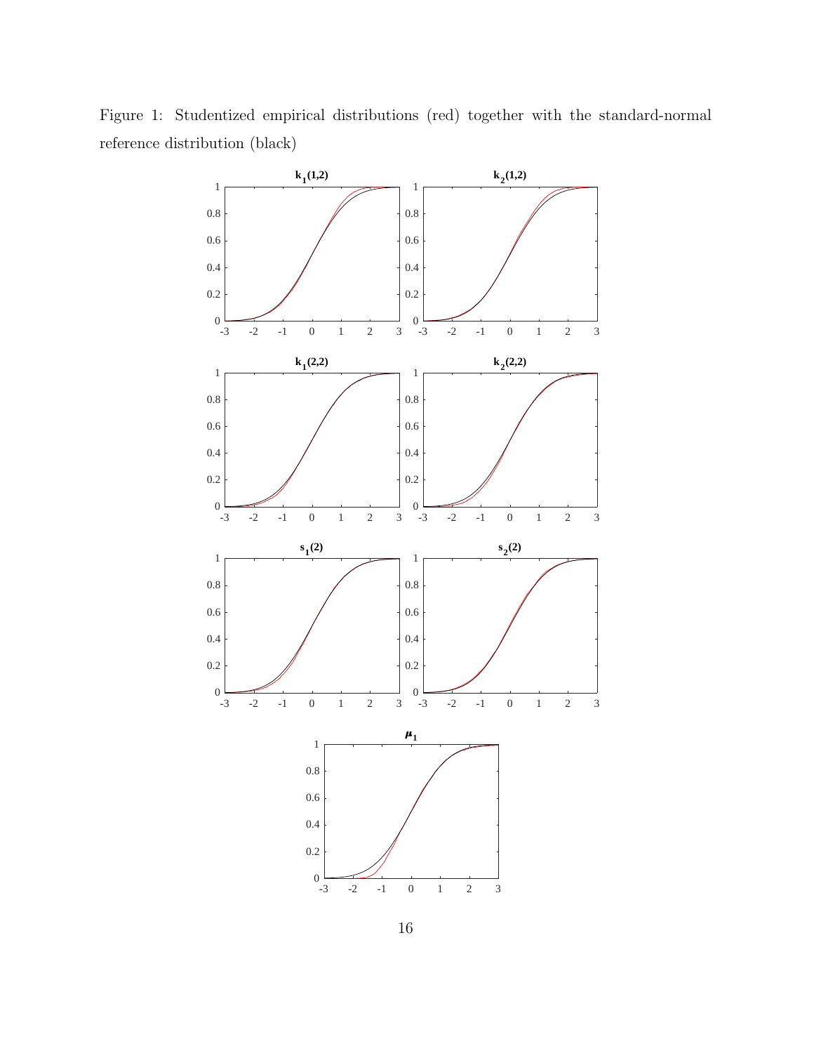Figure 1: Studentized empirical distributions (red) together with the standard-normal reference distribution (black)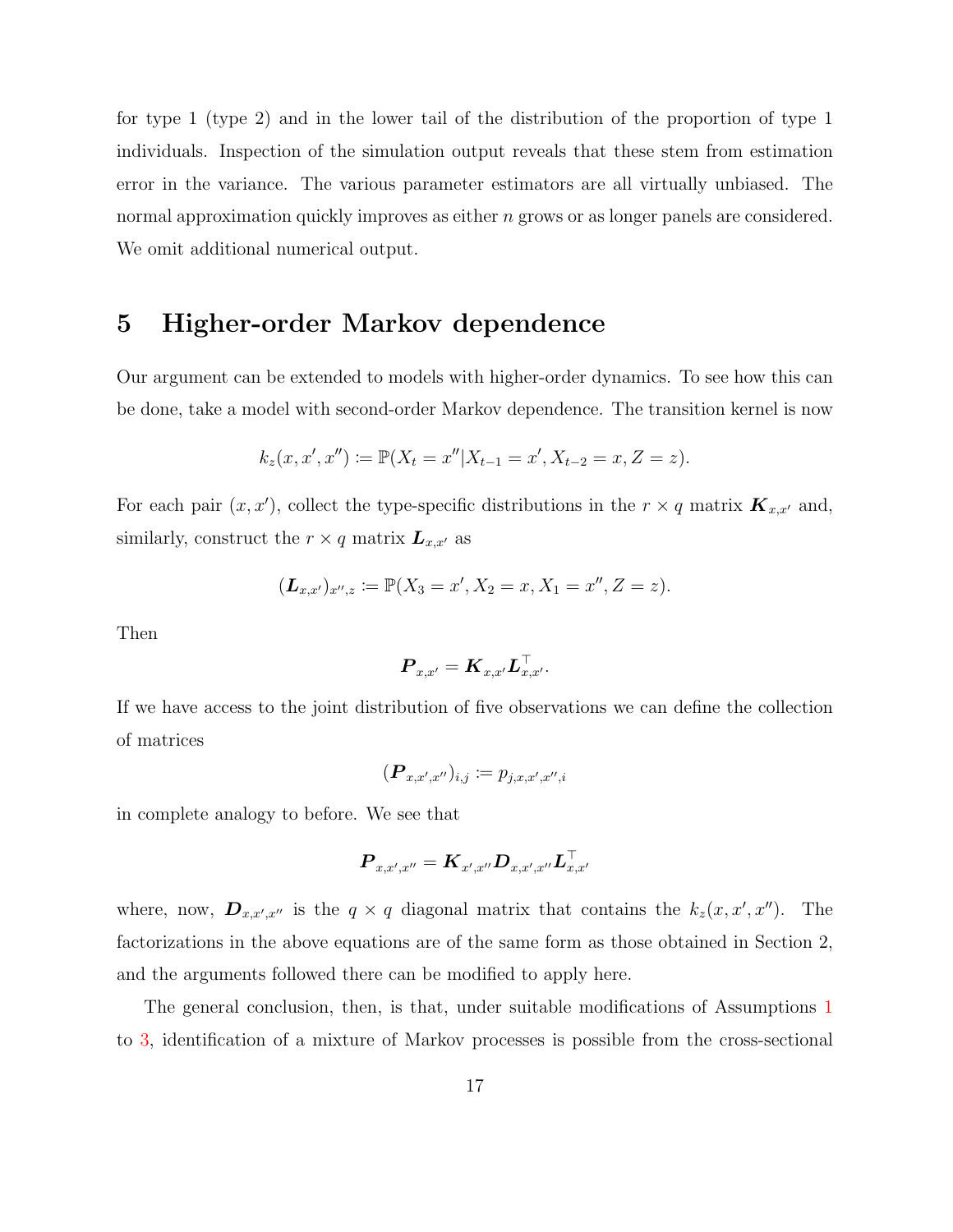for type 1 (type 2) and in the lower tail of the distribution of the proportion of type 1 individuals. Inspection of the simulation output reveals that these stem from estimation error in the variance. The various parameter estimators are all virtually unbiased. The normal approximation quickly improves as either $n$ grows or as longer panels are considered. We omit additional numerical output.

# 5 Higher-order Markov dependence

Our argument can be extended to models with higher-order dynamics. To see how this can be done, take a model with second-order Markov dependence. The transition kernel is now

$$k_z(x, x', x'') \coloneqq \mathbb{P}(X_t = x'' | X_{t-1} = x', X_{t-2} = x, Z = z).$$

For each pair $(x, x')$, collect the type-specific distributions in the $r \times q$ matrix $\boldsymbol{K}_{x,x'}$ and, similarly, construct the $r \times q$ matrix $\boldsymbol{L}_{x,x'}$ as

$$(\boldsymbol{L}_{x,x'})_{x'',z} \coloneqq \mathbb{P}(X_3 = x', X_2 = x, X_1 = x'', Z = z).$$

Then

$$\boldsymbol{P}_{x,x'} = \boldsymbol{K}_{x,x'} \boldsymbol{L}_{x,x'}^\top.$$

If we have access to the joint distribution of five observations we can define the collection of matrices

$$(\boldsymbol{P}_{x,x',x''})_{i,j} \coloneqq p_{j,x,x',x'',i}$$

in complete analogy to before. We see that

$$\boldsymbol{P}_{x,x',x''} = \boldsymbol{K}_{x',x''} \boldsymbol{D}_{x,x',x''} \boldsymbol{L}_{x,x'}^\top$$

where, now, $\boldsymbol{D}_{x,x',x''}$ is the $q \times q$ diagonal matrix that contains the $k_z(x, x', x'')$. The factorizations in the above equations are of the same form as those obtained in Section 2, and the arguments followed there can be modified to apply here.

The general conclusion, then, is that, under suitable modifications of Assumptions 1 to 3, identification of a mixture of Markov processes is possible from the cross-sectional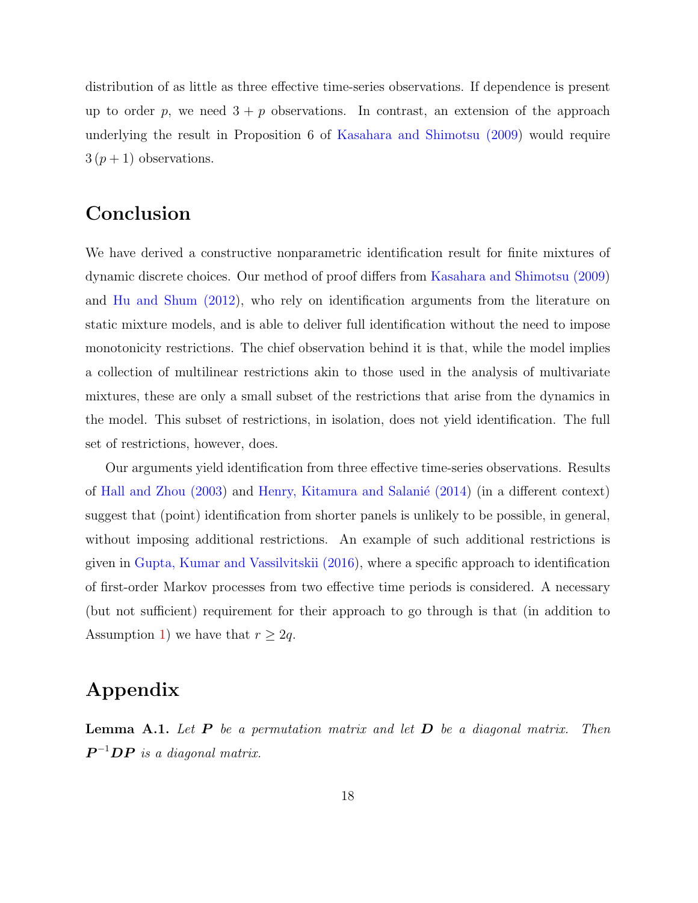distribution of as little as three effective time-series observations. If dependence is present up to order $p$, we need $3 + p$ observations. In contrast, an extension of the approach underlying the result in Proposition 6 of Kasahara and Shimotsu (2009) would require $3\,(p+1)$ observations.

## Conclusion

We have derived a constructive nonparametric identification result for finite mixtures of dynamic discrete choices. Our method of proof differs from Kasahara and Shimotsu (2009) and Hu and Shum (2012), who rely on identification arguments from the literature on static mixture models, and is able to deliver full identification without the need to impose monotonicity restrictions. The chief observation behind it is that, while the model implies a collection of multilinear restrictions akin to those used in the analysis of multivariate mixtures, these are only a small subset of the restrictions that arise from the dynamics in the model. This subset of restrictions, in isolation, does not yield identification. The full set of restrictions, however, does.

Our arguments yield identification from three effective time-series observations. Results of Hall and Zhou (2003) and Henry, Kitamura and Salanié (2014) (in a different context) suggest that (point) identification from shorter panels is unlikely to be possible, in general, without imposing additional restrictions. An example of such additional restrictions is given in Gupta, Kumar and Vassilvitskii (2016), where a specific approach to identification of first-order Markov processes from two effective time periods is considered. A necessary (but not sufficient) requirement for their approach to go through is that (in addition to Assumption 1) we have that $r \geq 2q$.

## Appendix

**Lemma A.1.** *Let $\boldsymbol{P}$ be a permutation matrix and let $\boldsymbol{D}$ be a diagonal matrix. Then $\boldsymbol{P}^{-1}\boldsymbol{D}\boldsymbol{P}$ is a diagonal matrix.*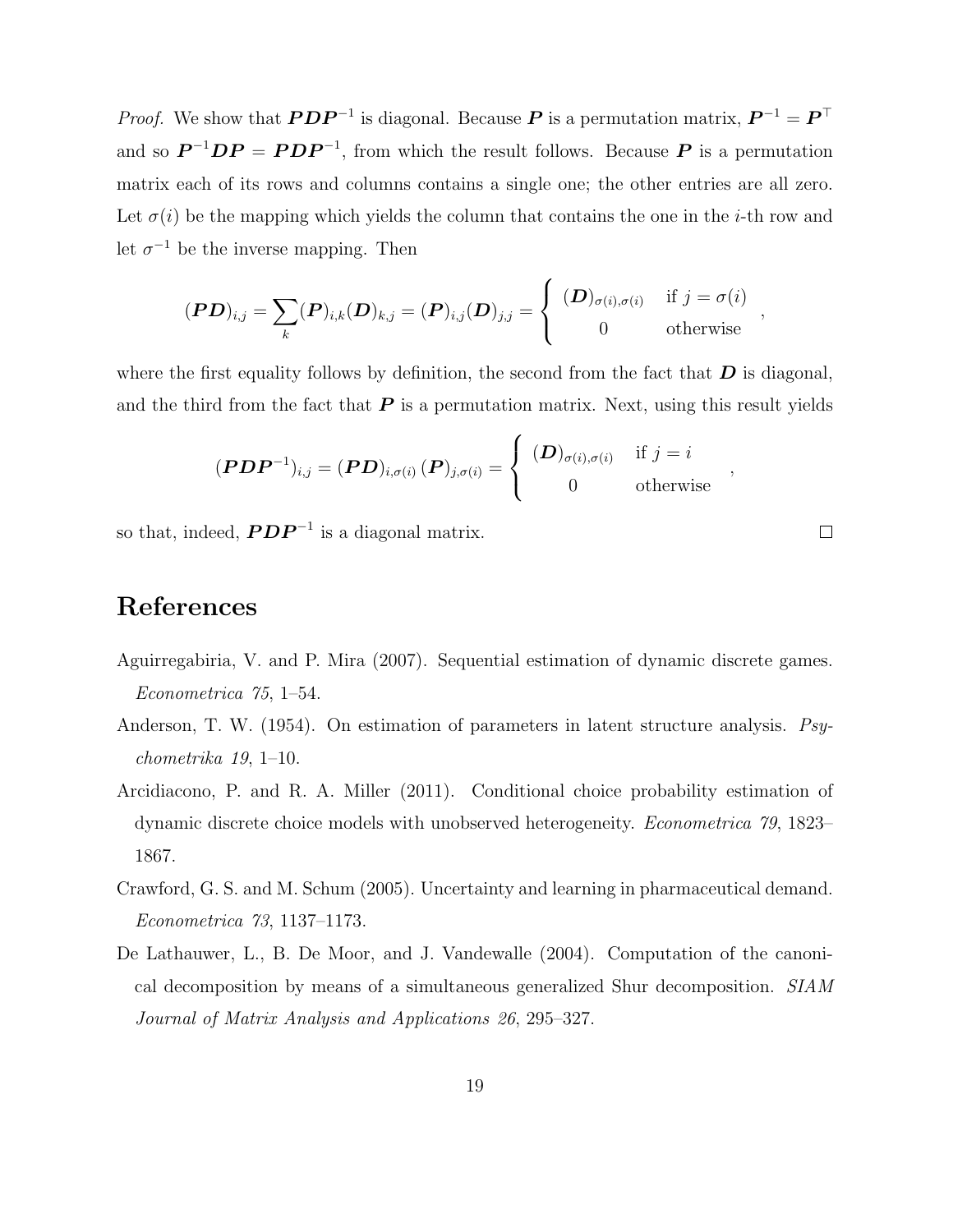*Proof.* We show that $\boldsymbol{P}\boldsymbol{D}\boldsymbol{P}^{-1}$ is diagonal. Because $\boldsymbol{P}$ is a permutation matrix, $\boldsymbol{P}^{-1} = \boldsymbol{P}^\top$ and so $\boldsymbol{P}^{-1}\boldsymbol{D}\boldsymbol{P} = \boldsymbol{P}\boldsymbol{D}\boldsymbol{P}^{-1}$, from which the result follows. Because $\boldsymbol{P}$ is a permutation matrix each of its rows and columns contains a single one; the other entries are all zero. Let $\sigma(i)$ be the mapping which yields the column that contains the one in the $i$-th row and let $\sigma^{-1}$ be the inverse mapping. Then

$$(\boldsymbol{P}\boldsymbol{D})_{i,j} = \sum_k (\boldsymbol{P})_{i,k}(\boldsymbol{D})_{k,j} = (\boldsymbol{P})_{i,j}(\boldsymbol{D})_{j,j} = \begin{cases} (\boldsymbol{D})_{\sigma(i),\sigma(i)} & \text{if } j = \sigma(i) \\ 0 & \text{otherwise} \end{cases},$$

where the first equality follows by definition, the second from the fact that $\boldsymbol{D}$ is diagonal, and the third from the fact that $\boldsymbol{P}$ is a permutation matrix. Next, using this result yields

$$(\boldsymbol{P}\boldsymbol{D}\boldsymbol{P}^{-1})_{i,j} = (\boldsymbol{P}\boldsymbol{D})_{i,\sigma(i)}\,(\boldsymbol{P})_{j,\sigma(i)} = \begin{cases} (\boldsymbol{D})_{\sigma(i),\sigma(i)} & \text{if } j = i \\ 0 & \text{otherwise} \end{cases},$$

so that, indeed, $\boldsymbol{P}\boldsymbol{D}\boldsymbol{P}^{-1}$ is a diagonal matrix. $\square$

# References

Aguirregabiria, V. and P. Mira (2007). Sequential estimation of dynamic discrete games. *Econometrica 75*, 1–54.

Anderson, T. W. (1954). On estimation of parameters in latent structure analysis. *Psychometrika 19*, 1–10.

Arcidiacono, P. and R. A. Miller (2011). Conditional choice probability estimation of dynamic discrete choice models with unobserved heterogeneity. *Econometrica 79*, 1823–1867.

Crawford, G. S. and M. Schum (2005). Uncertainty and learning in pharmaceutical demand. *Econometrica 73*, 1137–1173.

De Lathauwer, L., B. De Moor, and J. Vandewalle (2004). Computation of the canonical decomposition by means of a simultaneous generalized Shur decomposition. *SIAM Journal of Matrix Analysis and Applications 26*, 295–327.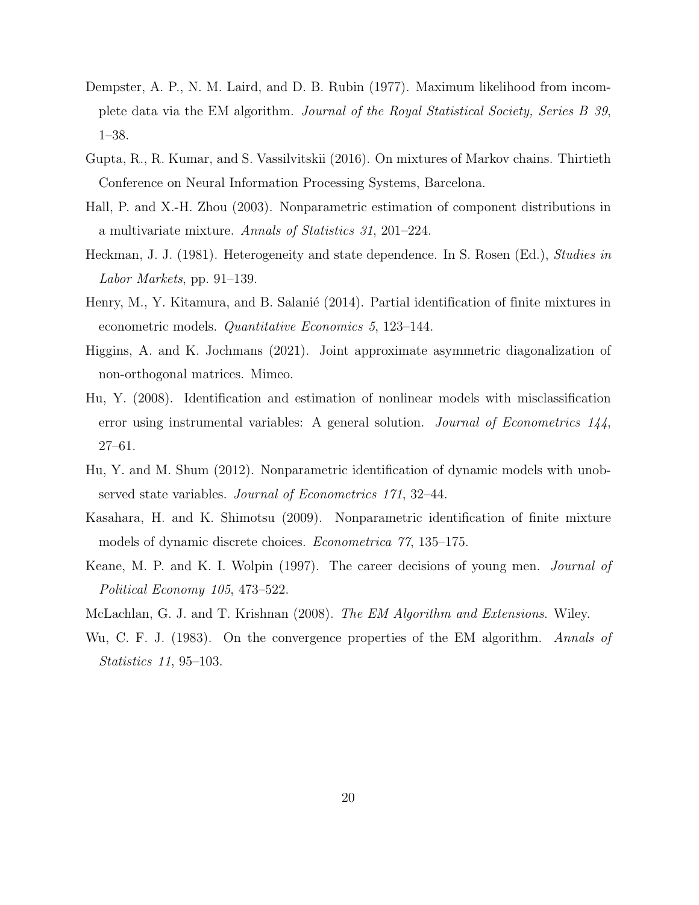Dempster, A. P., N. M. Laird, and D. B. Rubin (1977). Maximum likelihood from incomplete data via the EM algorithm. *Journal of the Royal Statistical Society, Series B 39*, 1–38.

Gupta, R., R. Kumar, and S. Vassilvitskii (2016). On mixtures of Markov chains. Thirtieth Conference on Neural Information Processing Systems, Barcelona.

Hall, P. and X.-H. Zhou (2003). Nonparametric estimation of component distributions in a multivariate mixture. *Annals of Statistics 31*, 201–224.

Heckman, J. J. (1981). Heterogeneity and state dependence. In S. Rosen (Ed.), *Studies in Labor Markets*, pp. 91–139.

Henry, M., Y. Kitamura, and B. Salanié (2014). Partial identification of finite mixtures in econometric models. *Quantitative Economics 5*, 123–144.

Higgins, A. and K. Jochmans (2021). Joint approximate asymmetric diagonalization of non-orthogonal matrices. Mimeo.

Hu, Y. (2008). Identification and estimation of nonlinear models with misclassification error using instrumental variables: A general solution. *Journal of Econometrics 144*, 27–61.

Hu, Y. and M. Shum (2012). Nonparametric identification of dynamic models with unobserved state variables. *Journal of Econometrics 171*, 32–44.

Kasahara, H. and K. Shimotsu (2009). Nonparametric identification of finite mixture models of dynamic discrete choices. *Econometrica 77*, 135–175.

Keane, M. P. and K. I. Wolpin (1997). The career decisions of young men. *Journal of Political Economy 105*, 473–522.

McLachlan, G. J. and T. Krishnan (2008). *The EM Algorithm and Extensions*. Wiley.

Wu, C. F. J. (1983). On the convergence properties of the EM algorithm. *Annals of Statistics 11*, 95–103.